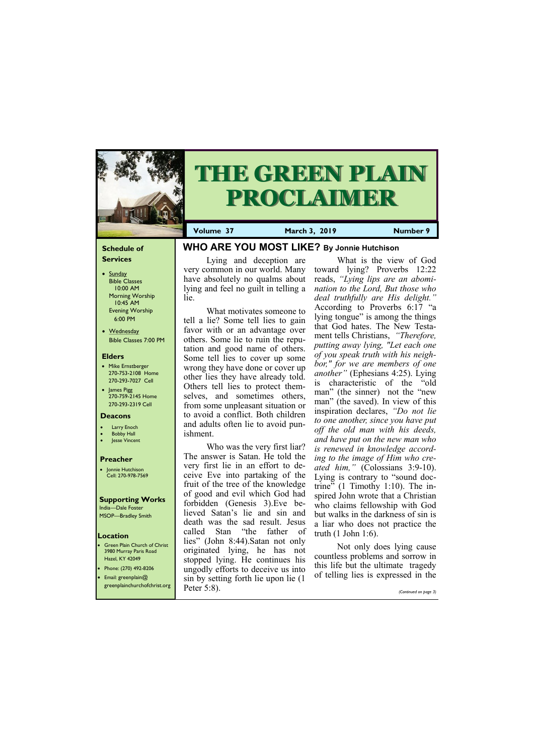# THE GREEN PLAIN PROCLAIMER

**Volume 37** | **March 3, 2019** | **Number 9**

### Schedule of Services

- Sunday
  Bible Classes 10:00 AM
  Morning Worship 10:45 AM
  Evening Worship 6:00 PM
- Wednesday
  Bible Classes 7:00 PM

### Elders

- Mike Ernstberger
  270-753-2108 Home
  270-293-7027 Cell
- James Pigg
  270-759-2145 Home
  270-293-2319 Cell

### Deacons

- Larry Enoch
- Bobby Hall
- Jesse Vincent

### Preacher

- Jonnie Hutchison
  Cell: 270-978-7569

### Supporting Works

India—Dale Foster
MSOP—Bradley Smith

### Location

- Green Plain Church of Christ
  3980 Murray Paris Road
  Hazel, KY 42049
- Phone: (270) 492-8206
- Email: greenplain@greenplainchurchofchrist.org

## WHO ARE YOU MOST LIKE? By Jonnie Hutchison

Lying and deception are very common in our world. Many have absolutely no qualms about lying and feel no guilt in telling a lie.

What motivates someone to tell a lie? Some tell lies to gain favor with or an advantage over others. Some lie to ruin the reputation and good name of others. Some tell lies to cover up some wrong they have done or cover up other lies they have already told. Others tell lies to protect themselves, and sometimes others, from some unpleasant situation or to avoid a conflict. Both children and adults often lie to avoid punishment.

Who was the very first liar? The answer is Satan. He told the very first lie in an effort to deceive Eve into partaking of the fruit of the tree of the knowledge of good and evil which God had forbidden (Genesis 3).Eve believed Satan's lie and sin and death was the sad result. Jesus called Stan "the father of lies" (John 8:44).Satan not only originated lying, he has not stopped lying. He continues his ungodly efforts to deceive us into sin by setting forth lie upon lie (1 Peter 5:8).

What is the view of God toward lying? Proverbs 12:22 reads, *"Lying lips are an abomination to the Lord, But those who deal truthfully are His delight."* According to Proverbs 6:17 "a lying tongue" is among the things that God hates. The New Testament tells Christians, *"Therefore, putting away lying, "Let each one of you speak truth with his neighbor," for we are members of one another"* (Ephesians 4:25). Lying is characteristic of the "old man" (the sinner) not the "new man" (the saved). In view of this inspiration declares, *"Do not lie to one another, since you have put off the old man with his deeds, and have put on the new man who is renewed in knowledge according to the image of Him who created him,"* (Colossians 3:9-10). Lying is contrary to "sound doctrine" (1 Timothy 1:10). The inspired John wrote that a Christian who claims fellowship with God but walks in the darkness of sin is a liar who does not practice the truth (1 John 1:6).

Not only does lying cause countless problems and sorrow in this life but the ultimate tragedy of telling lies is expressed in the

*(Continued on page 3)*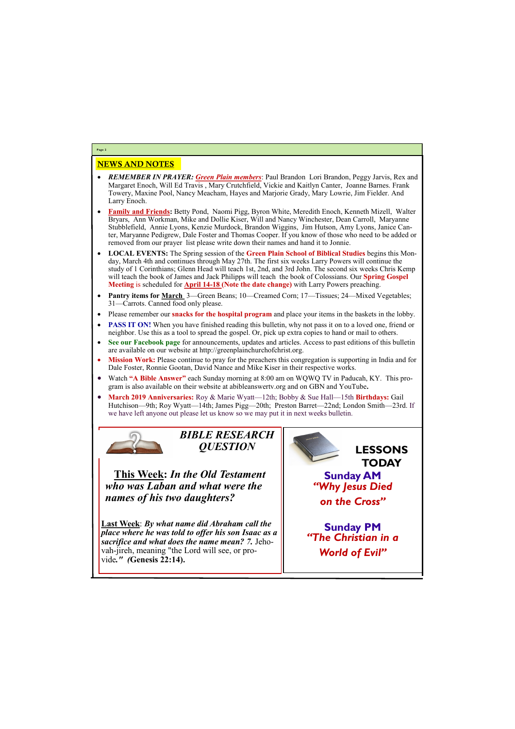## NEWS AND NOTES

- ***REMEMBER IN PRAYER:*** ***Green Plain members***: Paul Brandon Lori Brandon, Peggy Jarvis, Rex and Margaret Enoch, Will Ed Travis , Mary Crutchfield, Vickie and Kaitlyn Canter, Joanne Barnes. Frank Towery, Maxine Pool, Nancy Meacham, Hayes and Marjorie Grady, Mary Lowrie, Jim Fielder. And Larry Enoch.
- **Family and Friends:** Betty Pond, Naomi Pigg, Byron White, Meredith Enoch, Kenneth Mizell, Walter Bryars, Ann Workman, Mike and Dollie Kiser, Will and Nancy Winchester, Dean Carroll, Maryanne Stubblefield, Annie Lyons, Kenzie Murdock, Brandon Wiggins, Jim Hutson, Amy Lyons, Janice Canter, Maryanne Pedigrew, Dale Foster and Thomas Cooper. If you know of those who need to be added or removed from our prayer list please write down their names and hand it to Jonnie.
- **LOCAL EVENTS:** The Spring session of the **Green Plain School of Biblical Studies** begins this Monday, March 4th and continues through May 27th. The first six weeks Larry Powers will continue the study of 1 Corinthians; Glenn Head will teach 1st, 2nd, and 3rd John. The second six weeks Chris Kemp will teach the book of James and Jack Philipps will teach the book of Colossians. Our **Spring Gospel Meeting** is scheduled for **April 14-18 (Note the date change)** with Larry Powers preaching.
- **Pantry items for March** 3—Green Beans; 10—Creamed Corn; 17—Tissues; 24—Mixed Vegetables; 31—Carrots. Canned food only please.
- Please remember our **snacks for the hospital program** and place your items in the baskets in the lobby.
- **PASS IT ON!** When you have finished reading this bulletin, why not pass it on to a loved one, friend or neighbor. Use this as a tool to spread the gospel. Or, pick up extra copies to hand or mail to others.
- **See our Facebook page** for announcements, updates and articles. Access to past editions of this bulletin are available on our website at http://greenplainchurchofchrist.org.
- **Mission Work:** Please continue to pray for the preachers this congregation is supporting in India and for Dale Foster, Ronnie Gootan, David Nance and Mike Kiser in their respective works.
- Watch **"A Bible Answer"** each Sunday morning at 8:00 am on WQWQ TV in Paducah, KY. This program is also available on their website at abibleanswertv.org and on GBN and YouTube**.**
- **March 2019 Anniversaries:** Roy & Marie Wyatt—12th; Bobby & Sue Hall—15th **Birthdays:** Gail Hutchison—9th; Roy Wyatt—14th; James Pigg—20th; Preston Barret—22nd; London Smith—23rd. If we have left anyone out please let us know so we may put it in next weeks bulletin.

## *BIBLE RESEARCH QUESTION*

**This Week**: ***In the Old Testament who was Laban and what were the names of his two daughters?***

**Last Week**: ***By what name did Abraham call the place where he was told to offer his son Isaac as a sacrifice and what does the name mean? 7.*** Jehovah-jireh, meaning "the Lord will see, or provide*."* ***(*****Genesis 22:14).**

## LESSONS TODAY

**Sunday AM**
***"Why Jesus Died on the Cross"***

**Sunday PM**
***"The Christian in a World of Evil"***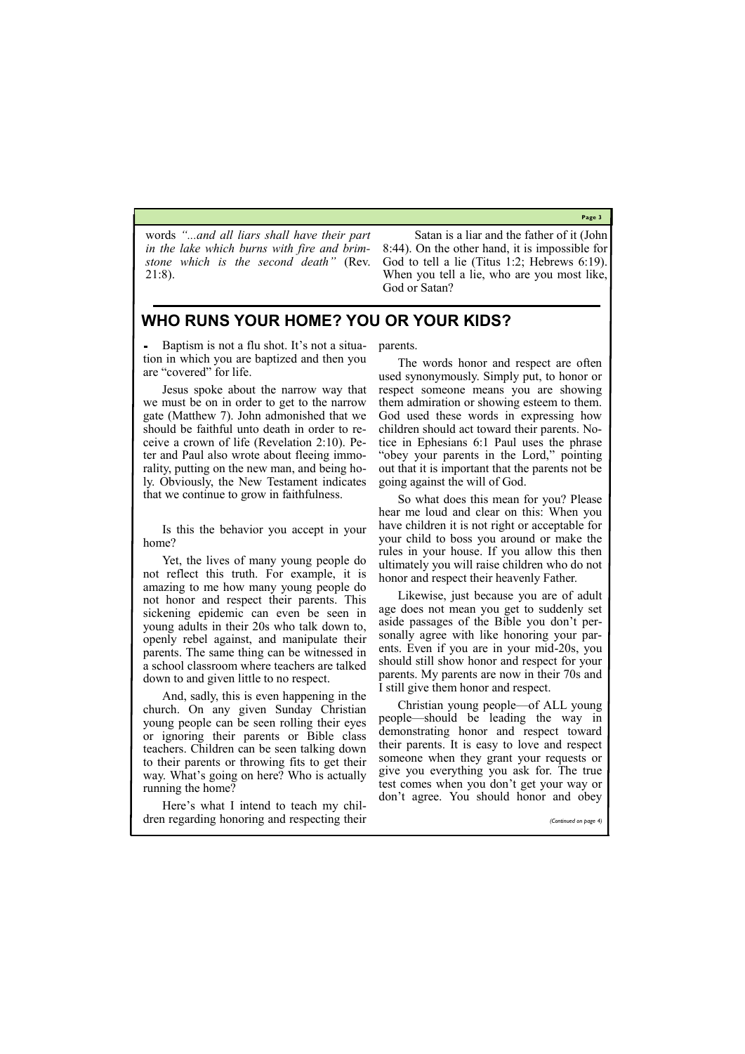words *"...and all liars shall have their part in the lake which burns with fire and brimstone which is the second death"* (Rev. 21:8).

Satan is a liar and the father of it (John 8:44). On the other hand, it is impossible for God to tell a lie (Titus 1:2; Hebrews 6:19). When you tell a lie, who are you most like, God or Satan?

## WHO RUNS YOUR HOME? YOU OR YOUR KIDS?

- Baptism is not a flu shot. It's not a situation in which you are baptized and then you are "covered" for life.

Jesus spoke about the narrow way that we must be on in order to get to the narrow gate (Matthew 7). John admonished that we should be faithful unto death in order to receive a crown of life (Revelation 2:10). Peter and Paul also wrote about fleeing immorality, putting on the new man, and being holy. Obviously, the New Testament indicates that we continue to grow in faithfulness.

Is this the behavior you accept in your home?

Yet, the lives of many young people do not reflect this truth. For example, it is amazing to me how many young people do not honor and respect their parents. This sickening epidemic can even be seen in young adults in their 20s who talk down to, openly rebel against, and manipulate their parents. The same thing can be witnessed in a school classroom where teachers are talked down to and given little to no respect.

And, sadly, this is even happening in the church. On any given Sunday Christian young people can be seen rolling their eyes or ignoring their parents or Bible class teachers. Children can be seen talking down to their parents or throwing fits to get their way. What's going on here? Who is actually running the home?

Here's what I intend to teach my children regarding honoring and respecting their parents.

The words honor and respect are often used synonymously. Simply put, to honor or respect someone means you are showing them admiration or showing esteem to them. God used these words in expressing how children should act toward their parents. Notice in Ephesians 6:1 Paul uses the phrase "obey your parents in the Lord," pointing out that it is important that the parents not be going against the will of God.

So what does this mean for you? Please hear me loud and clear on this: When you have children it is not right or acceptable for your child to boss you around or make the rules in your house. If you allow this then ultimately you will raise children who do not honor and respect their heavenly Father.

Likewise, just because you are of adult age does not mean you get to suddenly set aside passages of the Bible you don't personally agree with like honoring your parents. Even if you are in your mid-20s, you should still show honor and respect for your parents. My parents are now in their 70s and I still give them honor and respect.

Christian young people—of ALL young people—should be leading the way in demonstrating honor and respect toward their parents. It is easy to love and respect someone when they grant your requests or give you everything you ask for. The true test comes when you don't get your way or don't agree. You should honor and obey

*(Continued on page 4)*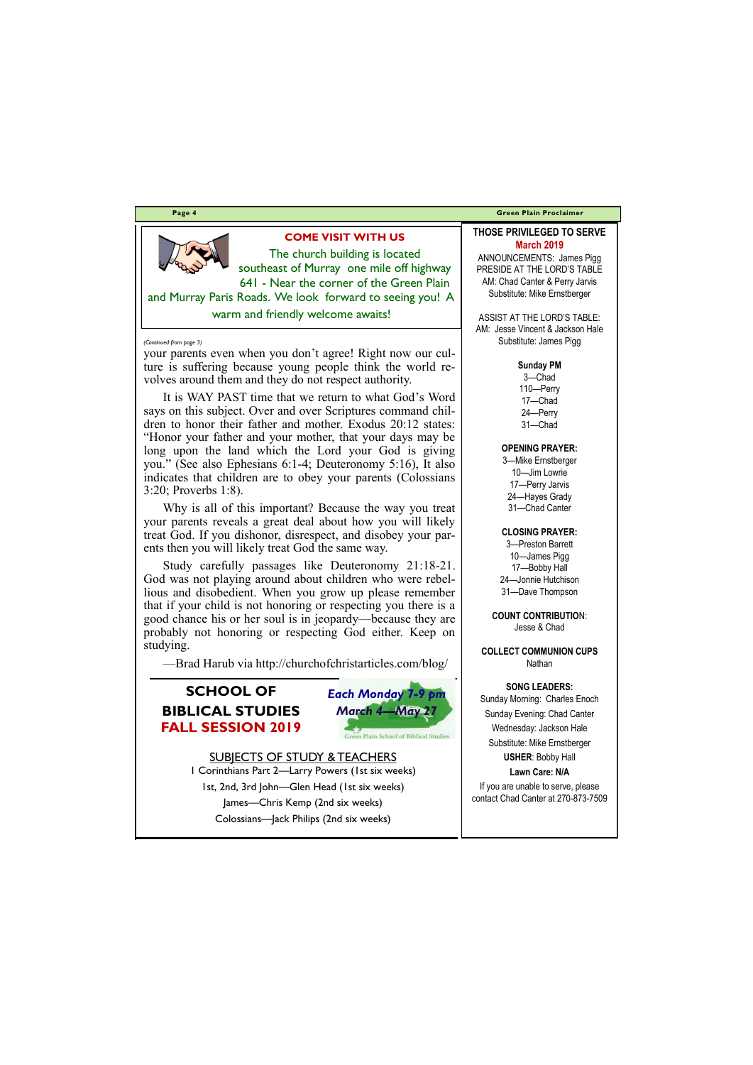## COME VISIT WITH US

The church building is located southeast of Murray one mile off highway 641 - Near the corner of the Green Plain and Murray Paris Roads. We look forward to seeing you! A warm and friendly welcome awaits!

*(Continued from page 3)*

your parents even when you don't agree! Right now our culture is suffering because young people think the world revolves around them and they do not respect authority.

It is WAY PAST time that we return to what God's Word says on this subject. Over and over Scriptures command children to honor their father and mother. Exodus 20:12 states: "Honor your father and your mother, that your days may be long upon the land which the Lord your God is giving you." (See also Ephesians 6:1-4; Deuteronomy 5:16), It also indicates that children are to obey your parents (Colossians 3:20; Proverbs 1:8).

Why is all of this important? Because the way you treat your parents reveals a great deal about how you will likely treat God. If you dishonor, disrespect, and disobey your parents then you will likely treat God the same way.

Study carefully passages like Deuteronomy 21:18-21. God was not playing around about children who were rebellious and disobedient. When you grow up please remember that if your child is not honoring or respecting you there is a good chance his or her soul is in jeopardy—because they are probably not honoring or respecting God either. Keep on studying.

—Brad Harub via http://churchofchristarticles.com/blog/

## SCHOOL OF BIBLICAL STUDIES FALL SESSION 2019

*Each Monday 7-9 pm*
*March 4—May 27*

Green Plain School of Biblical Studies

### SUBJECTS OF STUDY & TEACHERS

I Corinthians Part 2—Larry Powers (1st six weeks)
1st, 2nd, 3rd John—Glen Head (1st six weeks)
James—Chris Kemp (2nd six weeks)
Colossians—Jack Philips (2nd six weeks)

## THOSE PRIVILEGED TO SERVE
### March 2019

ANNOUNCEMENTS: James Pigg

PRESIDE AT THE LORD'S TABLE
AM: Chad Canter & Perry Jarvis
Substitute: Mike Ernstberger

ASSIST AT THE LORD'S TABLE:
AM: Jesse Vincent & Jackson Hale
Substitute: James Pigg

**Sunday PM**
3—Chad
110—Perry
17—Chad
24—Perry
31—Chad

**OPENING PRAYER:**
3—Mike Ernstberger
10—Jim Lowrie
17—Perry Jarvis
24—Hayes Grady
31—Chad Canter

**CLOSING PRAYER:**
3—Preston Barrett
10—James Pigg
17—Bobby Hall
24—Jonnie Hutchison
31—Dave Thompson

**COUNT CONTRIBUTION:**
Jesse & Chad

**COLLECT COMMUNION CUPS**
Nathan

**SONG LEADERS:**
Sunday Morning: Charles Enoch
Sunday Evening: Chad Canter
Wednesday: Jackson Hale
Substitute: Mike Ernstberger

**USHER**: Bobby Hall

**Lawn Care: N/A**

If you are unable to serve, please contact Chad Canter at 270-873-7509